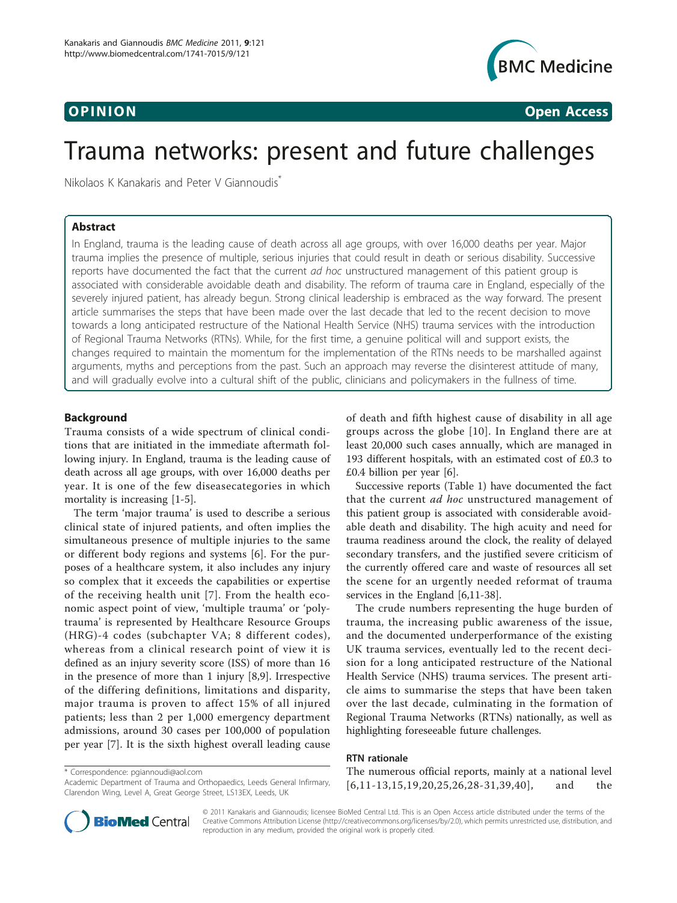**OPINION** **Open Access**

# Trauma networks: present and future challenges

Nikolaos K Kanakaris and Peter V Giannoudis*

## Abstract

In England, trauma is the leading cause of death across all age groups, with over 16,000 deaths per year. Major trauma implies the presence of multiple, serious injuries that could result in death or serious disability. Successive reports have documented the fact that the current *ad hoc* unstructured management of this patient group is associated with considerable avoidable death and disability. The reform of trauma care in England, especially of the severely injured patient, has already begun. Strong clinical leadership is embraced as the way forward. The present article summarises the steps that have been made over the last decade that led to the recent decision to move towards a long anticipated restructure of the National Health Service (NHS) trauma services with the introduction of Regional Trauma Networks (RTNs). While, for the first time, a genuine political will and support exists, the changes required to maintain the momentum for the implementation of the RTNs needs to be marshalled against arguments, myths and perceptions from the past. Such an approach may reverse the disinterest attitude of many, and will gradually evolve into a cultural shift of the public, clinicians and policymakers in the fullness of time.

## Background

Trauma consists of a wide spectrum of clinical conditions that are initiated in the immediate aftermath following injury. In England, trauma is the leading cause of death across all age groups, with over 16,000 deaths per year. It is one of the few diseasecategories in which mortality is increasing [1-5].

The term 'major trauma' is used to describe a serious clinical state of injured patients, and often implies the simultaneous presence of multiple injuries to the same or different body regions and systems [6]. For the purposes of a healthcare system, it also includes any injury so complex that it exceeds the capabilities or expertise of the receiving health unit [7]. From the health economic aspect point of view, 'multiple trauma' or 'polytrauma' is represented by Healthcare Resource Groups (HRG)-4 codes (subchapter VA; 8 different codes), whereas from a clinical research point of view it is defined as an injury severity score (ISS) of more than 16 in the presence of more than 1 injury [8,9]. Irrespective of the differing definitions, limitations and disparity, major trauma is proven to affect 15% of all injured patients; less than 2 per 1,000 emergency department admissions, around 30 cases per 100,000 of population per year [7]. It is the sixth highest overall leading cause of death and fifth highest cause of disability in all age groups across the globe [10]. In England there are at least 20,000 such cases annually, which are managed in 193 different hospitals, with an estimated cost of £0.3 to £0.4 billion per year [6].

Successive reports (Table 1) have documented the fact that the current *ad hoc* unstructured management of this patient group is associated with considerable avoidable death and disability. The high acuity and need for trauma readiness around the clock, the reality of delayed secondary transfers, and the justified severe criticism of the currently offered care and waste of resources all set the scene for an urgently needed reformat of trauma services in the England [6,11-38].

The crude numbers representing the huge burden of trauma, the increasing public awareness of the issue, and the documented underperformance of the existing UK trauma services, eventually led to the recent decision for a long anticipated restructure of the National Health Service (NHS) trauma services. The present article aims to summarise the steps that have been taken over the last decade, culminating in the formation of Regional Trauma Networks (RTNs) nationally, as well as highlighting foreseeable future challenges.

### RTN rationale

The numerous official reports, mainly at a national level [6,11-13,15,19,20,25,26,28-31,39,40], and the

* Correspondence: pgiannoudi@aol.com
Academic Department of Trauma and Orthopaedics, Leeds General Infirmary, Clarendon Wing, Level A, Great George Street, LS13EX, Leeds, UK

© 2011 Kanakaris and Giannoudis; licensee BioMed Central Ltd. This is an Open Access article distributed under the terms of the Creative Commons Attribution License (http://creativecommons.org/licenses/by/2.0), which permits unrestricted use, distribution, and reproduction in any medium, provided the original work is properly cited.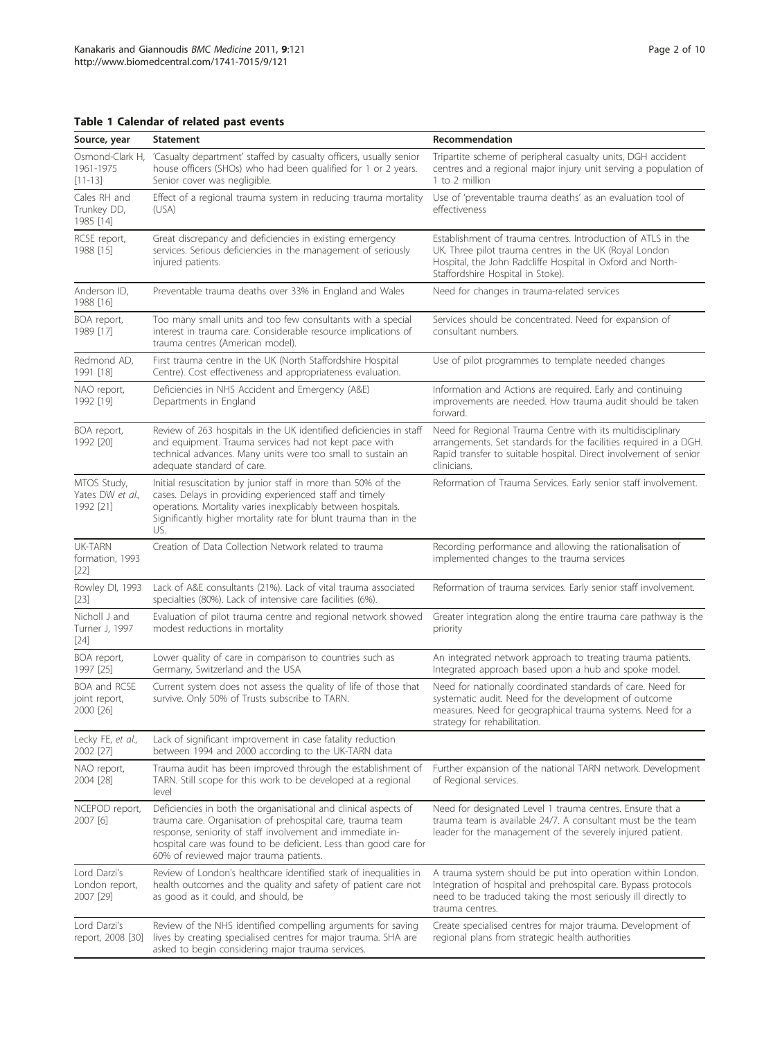**Table 1 Calendar of related past events**

| Source, year | Statement | Recommendation |
|---|---|---|
| Osmond-Clark H, 1961-1975 [11-13] | 'Casualty department' staffed by casualty officers, usually senior house officers (SHOs) who had been qualified for 1 or 2 years. Senior cover was negligible. | Tripartite scheme of peripheral casualty units, DGH accident centres and a regional major injury unit serving a population of 1 to 2 million |
| Cales RH and Trunkey DD, 1985 [14] | Effect of a regional trauma system in reducing trauma mortality (USA) | Use of 'preventable trauma deaths' as an evaluation tool of effectiveness |
| RCSE report, 1988 [15] | Great discrepancy and deficiencies in existing emergency services. Serious deficiencies in the management of seriously injured patients. | Establishment of trauma centres. Introduction of ATLS in the UK. Three pilot trauma centres in the UK (Royal London Hospital, the John Radcliffe Hospital in Oxford and North-Staffordshire Hospital in Stoke). |
| Anderson ID, 1988 [16] | Preventable trauma deaths over 33% in England and Wales | Need for changes in trauma-related services |
| BOA report, 1989 [17] | Too many small units and too few consultants with a special interest in trauma care. Considerable resource implications of trauma centres (American model). | Services should be concentrated. Need for expansion of consultant numbers. |
| Redmond AD, 1991 [18] | First trauma centre in the UK (North Staffordshire Hospital Centre). Cost effectiveness and appropriateness evaluation. | Use of pilot programmes to template needed changes |
| NAO report, 1992 [19] | Deficiencies in NHS Accident and Emergency (A&E) Departments in England | Information and Actions are required. Early and continuing improvements are needed. How trauma audit should be taken forward. |
| BOA report, 1992 [20] | Review of 263 hospitals in the UK identified deficiencies in staff and equipment. Trauma services had not kept pace with technical advances. Many units were too small to sustain an adequate standard of care. | Need for Regional Trauma Centre with its multidisciplinary arrangements. Set standards for the facilities required in a DGH. Rapid transfer to suitable hospital. Direct involvement of senior clinicians. |
| MTOS Study, Yates DW *et al.*, 1992 [21] | Initial resuscitation by junior staff in more than 50% of the cases. Delays in providing experienced staff and timely operations. Mortality varies inexplicably between hospitals. Significantly higher mortality rate for blunt trauma than in the US. | Reformation of Trauma Services. Early senior staff involvement. |
| UK-TARN formation, 1993 [22] | Creation of Data Collection Network related to trauma | Recording performance and allowing the rationalisation of implemented changes to the trauma services |
| Rowley DI, 1993 [23] | Lack of A&E consultants (21%). Lack of vital trauma associated specialties (80%). Lack of intensive care facilities (6%). | Reformation of trauma services. Early senior staff involvement. |
| Nicholl J and Turner J, 1997 [24] | Evaluation of pilot trauma centre and regional network showed modest reductions in mortality | Greater integration along the entire trauma care pathway is the priority |
| BOA report, 1997 [25] | Lower quality of care in comparison to countries such as Germany, Switzerland and the USA | An integrated network approach to treating trauma patients. Integrated approach based upon a hub and spoke model. |
| BOA and RCSE joint report, 2000 [26] | Current system does not assess the quality of life of those that survive. Only 50% of Trusts subscribe to TARN. | Need for nationally coordinated standards of care. Need for systematic audit. Need for the development of outcome measures. Need for geographical trauma systems. Need for a strategy for rehabilitation. |
| Lecky FE, *et al.*, 2002 [27] | Lack of significant improvement in case fatality reduction between 1994 and 2000 according to the UK-TARN data | |
| NAO report, 2004 [28] | Trauma audit has been improved through the establishment of TARN. Still scope for this work to be developed at a regional level | Further expansion of the national TARN network. Development of Regional services. |
| NCEPOD report, 2007 [6] | Deficiencies in both the organisational and clinical aspects of trauma care. Organisation of prehospital care, trauma team response, seniority of staff involvement and immediate in-hospital care was found to be deficient. Less than good care for 60% of reviewed major trauma patients. | Need for designated Level 1 trauma centres. Ensure that a trauma team is available 24/7. A consultant must be the team leader for the management of the severely injured patient. |
| Lord Darzi's London report, 2007 [29] | Review of London's healthcare identified stark of inequalities in health outcomes and the quality and safety of patient care not as good as it could, and should, be | A trauma system should be put into operation within London. Integration of hospital and prehospital care. Bypass protocols need to be traduced taking the most seriously ill directly to trauma centres. |
| Lord Darzi's report, 2008 [30] | Review of the NHS identified compelling arguments for saving lives by creating specialised centres for major trauma. SHA are asked to begin considering major trauma services. | Create specialised centres for major trauma. Development of regional plans from strategic health authorities |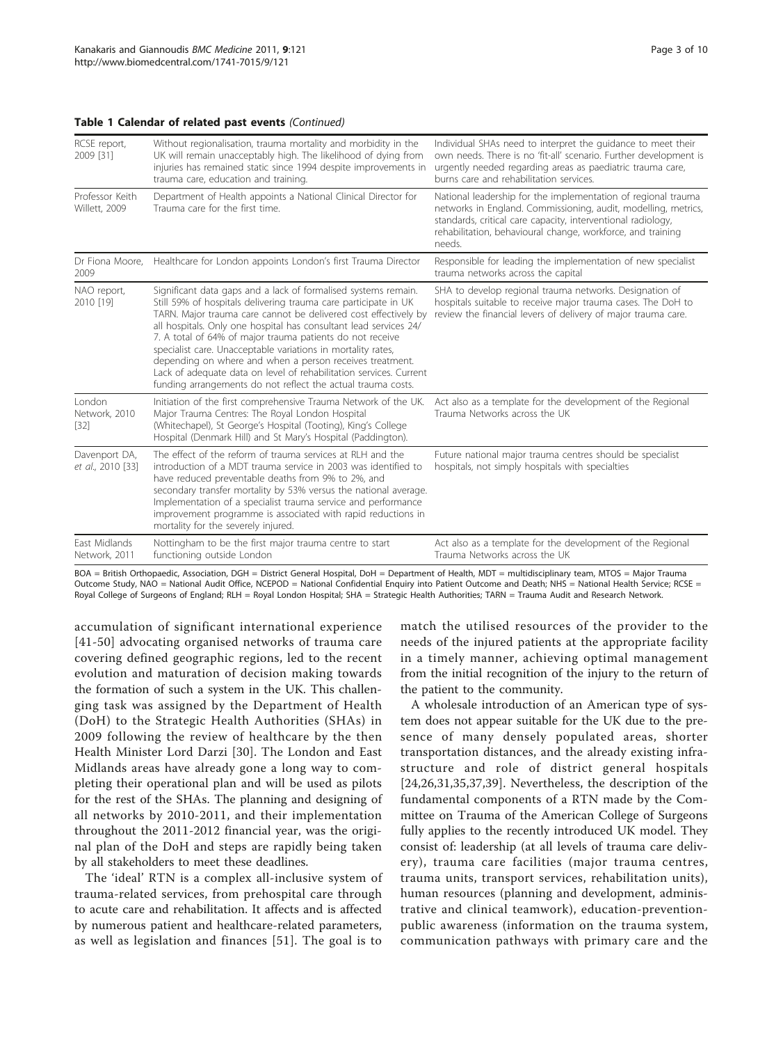**Table 1 Calendar of related past events** *(Continued)*

| | | |
|---|---|---|
| RCSE report, 2009 [31] | Without regionalisation, trauma mortality and morbidity in the UK will remain unacceptably high. The likelihood of dying from injuries has remained static since 1994 despite improvements in trauma care, education and training. | Individual SHAs need to interpret the guidance to meet their own needs. There is no 'fit-all' scenario. Further development is urgently needed regarding areas as paediatric trauma care, burns care and rehabilitation services. |
| Professor Keith Willett, 2009 | Department of Health appoints a National Clinical Director for Trauma care for the first time. | National leadership for the implementation of regional trauma networks in England. Commissioning, audit, modelling, metrics, standards, critical care capacity, interventional radiology, rehabilitation, behavioural change, workforce, and training needs. |
| Dr Fiona Moore, 2009 | Healthcare for London appoints London's first Trauma Director | Responsible for leading the implementation of new specialist trauma networks across the capital |
| NAO report, 2010 [19] | Significant data gaps and a lack of formalised systems remain. Still 59% of hospitals delivering trauma care participate in UK TARN. Major trauma care cannot be delivered cost effectively by all hospitals. Only one hospital has consultant lead services 24/7. A total of 64% of major trauma patients do not receive specialist care. Unacceptable variations in mortality rates, depending on where and when a person receives treatment. Lack of adequate data on level of rehabilitation services. Current funding arrangements do not reflect the actual trauma costs. | SHA to develop regional trauma networks. Designation of hospitals suitable to receive major trauma cases. The DoH to review the financial levers of delivery of major trauma care. |
| London Network, 2010 [32] | Initiation of the first comprehensive Trauma Network of the UK. Major Trauma Centres: The Royal London Hospital (Whitechapel), St George's Hospital (Tooting), King's College Hospital (Denmark Hill) and St Mary's Hospital (Paddington). | Act also as a template for the development of the Regional Trauma Networks across the UK |
| Davenport DA, *et al.*, 2010 [33] | The effect of the reform of trauma services at RLH and the introduction of a MDT trauma service in 2003 was identified to have reduced preventable deaths from 9% to 2%, and secondary transfer mortality by 53% versus the national average. Implementation of a specialist trauma service and performance improvement programme is associated with rapid reductions in mortality for the severely injured. | Future national major trauma centres should be specialist hospitals, not simply hospitals with specialties |
| East Midlands Network, 2011 | Nottingham to be the first major trauma centre to start functioning outside London | Act also as a template for the development of the Regional Trauma Networks across the UK |

BOA = British Orthopaedic, Association, DGH = District General Hospital, DoH = Department of Health, MDT = multidisciplinary team, MTOS = Major Trauma Outcome Study, NAO = National Audit Office, NCEPOD = National Confidential Enquiry into Patient Outcome and Death; NHS = National Health Service; RCSE = Royal College of Surgeons of England; RLH = Royal London Hospital; SHA = Strategic Health Authorities; TARN = Trauma Audit and Research Network.

accumulation of significant international experience [41-50] advocating organised networks of trauma care covering defined geographic regions, led to the recent evolution and maturation of decision making towards the formation of such a system in the UK. This challenging task was assigned by the Department of Health (DoH) to the Strategic Health Authorities (SHAs) in 2009 following the review of healthcare by the then Health Minister Lord Darzi [30]. The London and East Midlands areas have already gone a long way to completing their operational plan and will be used as pilots for the rest of the SHAs. The planning and designing of all networks by 2010-2011, and their implementation throughout the 2011-2012 financial year, was the original plan of the DoH and steps are rapidly being taken by all stakeholders to meet these deadlines.

The 'ideal' RTN is a complex all-inclusive system of trauma-related services, from prehospital care through to acute care and rehabilitation. It affects and is affected by numerous patient and healthcare-related parameters, as well as legislation and finances [51]. The goal is to match the utilised resources of the provider to the needs of the injured patients at the appropriate facility in a timely manner, achieving optimal management from the initial recognition of the injury to the return of the patient to the community.

A wholesale introduction of an American type of system does not appear suitable for the UK due to the presence of many densely populated areas, shorter transportation distances, and the already existing infrastructure and role of district general hospitals [24,26,31,35,37,39]. Nevertheless, the description of the fundamental components of a RTN made by the Committee on Trauma of the American College of Surgeons fully applies to the recently introduced UK model. They consist of: leadership (at all levels of trauma care delivery), trauma care facilities (major trauma centres, trauma units, transport services, rehabilitation units), human resources (planning and development, administrative and clinical teamwork), education-prevention-public awareness (information on the trauma system, communication pathways with primary care and the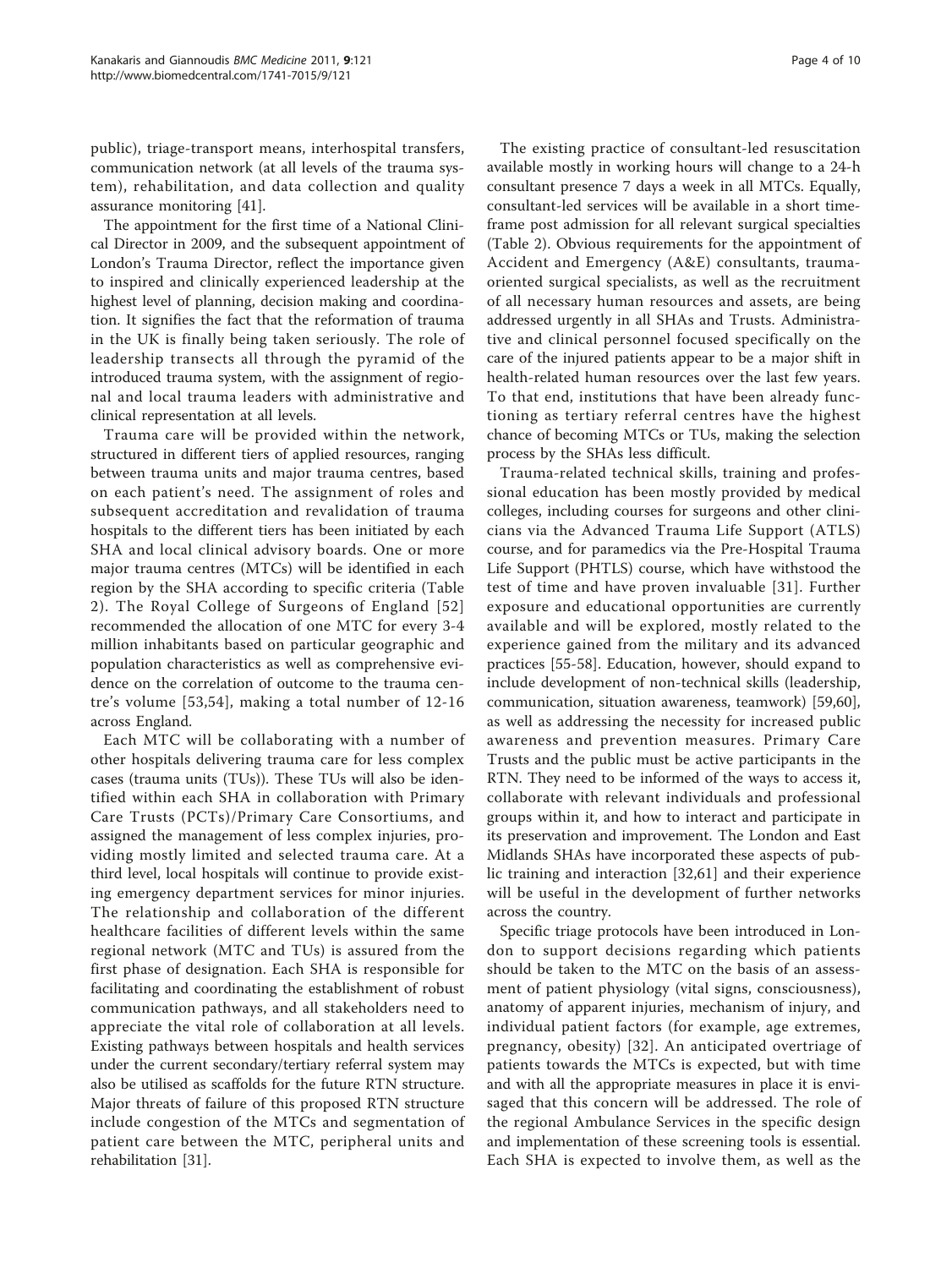public), triage-transport means, interhospital transfers, communication network (at all levels of the trauma system), rehabilitation, and data collection and quality assurance monitoring [41].

The appointment for the first time of a National Clinical Director in 2009, and the subsequent appointment of London's Trauma Director, reflect the importance given to inspired and clinically experienced leadership at the highest level of planning, decision making and coordination. It signifies the fact that the reformation of trauma in the UK is finally being taken seriously. The role of leadership transects all through the pyramid of the introduced trauma system, with the assignment of regional and local trauma leaders with administrative and clinical representation at all levels.

Trauma care will be provided within the network, structured in different tiers of applied resources, ranging between trauma units and major trauma centres, based on each patient's need. The assignment of roles and subsequent accreditation and revalidation of trauma hospitals to the different tiers has been initiated by each SHA and local clinical advisory boards. One or more major trauma centres (MTCs) will be identified in each region by the SHA according to specific criteria (Table 2). The Royal College of Surgeons of England [52] recommended the allocation of one MTC for every 3-4 million inhabitants based on particular geographic and population characteristics as well as comprehensive evidence on the correlation of outcome to the trauma centre's volume [53,54], making a total number of 12-16 across England.

Each MTC will be collaborating with a number of other hospitals delivering trauma care for less complex cases (trauma units (TUs)). These TUs will also be identified within each SHA in collaboration with Primary Care Trusts (PCTs)/Primary Care Consortiums, and assigned the management of less complex injuries, providing mostly limited and selected trauma care. At a third level, local hospitals will continue to provide existing emergency department services for minor injuries. The relationship and collaboration of the different healthcare facilities of different levels within the same regional network (MTC and TUs) is assured from the first phase of designation. Each SHA is responsible for facilitating and coordinating the establishment of robust communication pathways, and all stakeholders need to appreciate the vital role of collaboration at all levels. Existing pathways between hospitals and health services under the current secondary/tertiary referral system may also be utilised as scaffolds for the future RTN structure. Major threats of failure of this proposed RTN structure include congestion of the MTCs and segmentation of patient care between the MTC, peripheral units and rehabilitation [31].

The existing practice of consultant-led resuscitation available mostly in working hours will change to a 24-h consultant presence 7 days a week in all MTCs. Equally, consultant-led services will be available in a short timeframe post admission for all relevant surgical specialties (Table 2). Obvious requirements for the appointment of Accident and Emergency (A&E) consultants, trauma-oriented surgical specialists, as well as the recruitment of all necessary human resources and assets, are being addressed urgently in all SHAs and Trusts. Administrative and clinical personnel focused specifically on the care of the injured patients appear to be a major shift in health-related human resources over the last few years. To that end, institutions that have been already functioning as tertiary referral centres have the highest chance of becoming MTCs or TUs, making the selection process by the SHAs less difficult.

Trauma-related technical skills, training and professional education has been mostly provided by medical colleges, including courses for surgeons and other clinicians via the Advanced Trauma Life Support (ATLS) course, and for paramedics via the Pre-Hospital Trauma Life Support (PHTLS) course, which have withstood the test of time and have proven invaluable [31]. Further exposure and educational opportunities are currently available and will be explored, mostly related to the experience gained from the military and its advanced practices [55-58]. Education, however, should expand to include development of non-technical skills (leadership, communication, situation awareness, teamwork) [59,60], as well as addressing the necessity for increased public awareness and prevention measures. Primary Care Trusts and the public must be active participants in the RTN. They need to be informed of the ways to access it, collaborate with relevant individuals and professional groups within it, and how to interact and participate in its preservation and improvement. The London and East Midlands SHAs have incorporated these aspects of public training and interaction [32,61] and their experience will be useful in the development of further networks across the country.

Specific triage protocols have been introduced in London to support decisions regarding which patients should be taken to the MTC on the basis of an assessment of patient physiology (vital signs, consciousness), anatomy of apparent injuries, mechanism of injury, and individual patient factors (for example, age extremes, pregnancy, obesity) [32]. An anticipated overtriage of patients towards the MTCs is expected, but with time and with all the appropriate measures in place it is envisaged that this concern will be addressed. The role of the regional Ambulance Services in the specific design and implementation of these screening tools is essential. Each SHA is expected to involve them, as well as the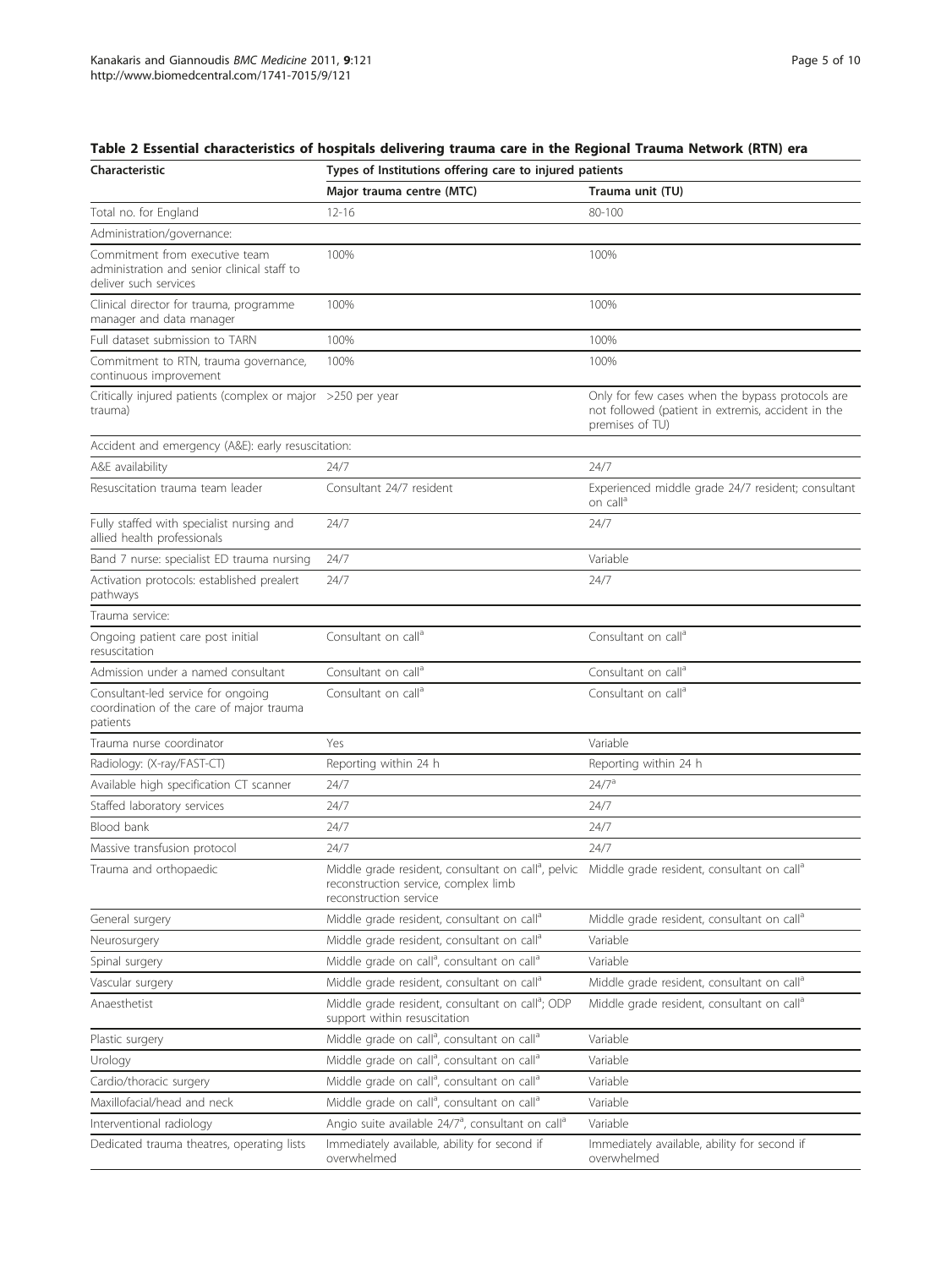**Table 2 Essential characteristics of hospitals delivering trauma care in the Regional Trauma Network (RTN) era**

| Characteristic | Types of Institutions offering care to injured patients | |
|---|---|---|
| | Major trauma centre (MTC) | Trauma unit (TU) |
| Total no. for England | 12-16 | 80-100 |
| Administration/governance: | | |
| Commitment from executive team administration and senior clinical staff to deliver such services | 100% | 100% |
| Clinical director for trauma, programme manager and data manager | 100% | 100% |
| Full dataset submission to TARN | 100% | 100% |
| Commitment to RTN, trauma governance, continuous improvement | 100% | 100% |
| Critically injured patients (complex or major trauma) | >250 per year | Only for few cases when the bypass protocols are not followed (patient in extremis, accident in the premises of TU) |
| Accident and emergency (A&E): early resuscitation: | | |
| A&E availability | 24/7 | 24/7 |
| Resuscitation trauma team leader | Consultant 24/7 resident | Experienced middle grade 24/7 resident; consultant on call[a] |
| Fully staffed with specialist nursing and allied health professionals | 24/7 | 24/7 |
| Band 7 nurse: specialist ED trauma nursing | 24/7 | Variable |
| Activation protocols: established prealert pathways | 24/7 | 24/7 |
| Trauma service: | | |
| Ongoing patient care post initial resuscitation | Consultant on call[a] | Consultant on call[a] |
| Admission under a named consultant | Consultant on call[a] | Consultant on call[a] |
| Consultant-led service for ongoing coordination of the care of major trauma patients | Consultant on call[a] | Consultant on call[a] |
| Trauma nurse coordinator | Yes | Variable |
| Radiology: (X-ray/FAST-CT) | Reporting within 24 h | Reporting within 24 h |
| Available high specification CT scanner | 24/7 | 24/7[a] |
| Staffed laboratory services | 24/7 | 24/7 |
| Blood bank | 24/7 | 24/7 |
| Massive transfusion protocol | 24/7 | 24/7 |
| Trauma and orthopaedic | Middle grade resident, consultant on call[a], pelvic reconstruction service, complex limb reconstruction service | Middle grade resident, consultant on call[a] |
| General surgery | Middle grade resident, consultant on call[a] | Middle grade resident, consultant on call[a] |
| Neurosurgery | Middle grade resident, consultant on call[a] | Variable |
| Spinal surgery | Middle grade on call[a], consultant on call[a] | Variable |
| Vascular surgery | Middle grade resident, consultant on call[a] | Middle grade resident, consultant on call[a] |
| Anaesthetist | Middle grade resident, consultant on call[a]; ODP support within resuscitation | Middle grade resident, consultant on call[a] |
| Plastic surgery | Middle grade on call[a], consultant on call[a] | Variable |
| Urology | Middle grade on call[a], consultant on call[a] | Variable |
| Cardio/thoracic surgery | Middle grade on call[a], consultant on call[a] | Variable |
| Maxillofacial/head and neck | Middle grade on call[a], consultant on call[a] | Variable |
| Interventional radiology | Angio suite available 24/7[a], consultant on call[a] | Variable |
| Dedicated trauma theatres, operating lists | Immediately available, ability for second if overwhelmed | Immediately available, ability for second if overwhelmed |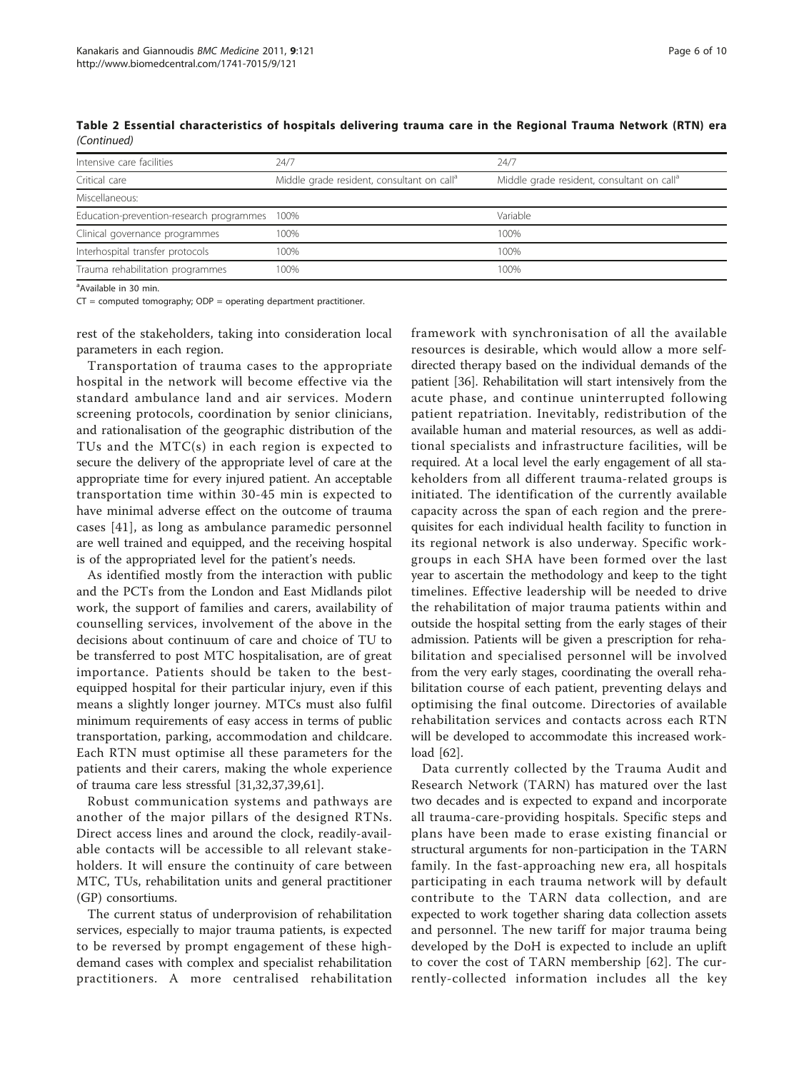**Table 2 Essential characteristics of hospitals delivering trauma care in the Regional Trauma Network (RTN) era** *(Continued)*

| | | |
|---|---|---|
| Intensive care facilities | 24/7 | 24/7 |
| Critical care | Middle grade resident, consultant on call[a] | Middle grade resident, consultant on call[a] |
| Miscellaneous: | | |
| Education-prevention-research programmes | 100% | Variable |
| Clinical governance programmes | 100% | 100% |
| Interhospital transfer protocols | 100% | 100% |
| Trauma rehabilitation programmes | 100% | 100% |

[a]Available in 30 min.

CT = computed tomography; ODP = operating department practitioner.

rest of the stakeholders, taking into consideration local parameters in each region.

Transportation of trauma cases to the appropriate hospital in the network will become effective via the standard ambulance land and air services. Modern screening protocols, coordination by senior clinicians, and rationalisation of the geographic distribution of the TUs and the MTC(s) in each region is expected to secure the delivery of the appropriate level of care at the appropriate time for every injured patient. An acceptable transportation time within 30-45 min is expected to have minimal adverse effect on the outcome of trauma cases [41], as long as ambulance paramedic personnel are well trained and equipped, and the receiving hospital is of the appropriated level for the patient's needs.

As identified mostly from the interaction with public and the PCTs from the London and East Midlands pilot work, the support of families and carers, availability of counselling services, involvement of the above in the decisions about continuum of care and choice of TU to be transferred to post MTC hospitalisation, are of great importance. Patients should be taken to the best-equipped hospital for their particular injury, even if this means a slightly longer journey. MTCs must also fulfil minimum requirements of easy access in terms of public transportation, parking, accommodation and childcare. Each RTN must optimise all these parameters for the patients and their carers, making the whole experience of trauma care less stressful [31,32,37,39,61].

Robust communication systems and pathways are another of the major pillars of the designed RTNs. Direct access lines and around the clock, readily-available contacts will be accessible to all relevant stakeholders. It will ensure the continuity of care between MTC, TUs, rehabilitation units and general practitioner (GP) consortiums.

The current status of underprovision of rehabilitation services, especially to major trauma patients, is expected to be reversed by prompt engagement of these high-demand cases with complex and specialist rehabilitation practitioners. A more centralised rehabilitation framework with synchronisation of all the available resources is desirable, which would allow a more self-directed therapy based on the individual demands of the patient [36]. Rehabilitation will start intensively from the acute phase, and continue uninterrupted following patient repatriation. Inevitably, redistribution of the available human and material resources, as well as additional specialists and infrastructure facilities, will be required. At a local level the early engagement of all stakeholders from all different trauma-related groups is initiated. The identification of the currently available capacity across the span of each region and the prerequisites for each individual health facility to function in its regional network is also underway. Specific workgroups in each SHA have been formed over the last year to ascertain the methodology and keep to the tight timelines. Effective leadership will be needed to drive the rehabilitation of major trauma patients within and outside the hospital setting from the early stages of their admission. Patients will be given a prescription for rehabilitation and specialised personnel will be involved from the very early stages, coordinating the overall rehabilitation course of each patient, preventing delays and optimising the final outcome. Directories of available rehabilitation services and contacts across each RTN will be developed to accommodate this increased workload [62].

Data currently collected by the Trauma Audit and Research Network (TARN) has matured over the last two decades and is expected to expand and incorporate all trauma-care-providing hospitals. Specific steps and plans have been made to erase existing financial or structural arguments for non-participation in the TARN family. In the fast-approaching new era, all hospitals participating in each trauma network will by default contribute to the TARN data collection, and are expected to work together sharing data collection assets and personnel. The new tariff for major trauma being developed by the DoH is expected to include an uplift to cover the cost of TARN membership [62]. The currently-collected information includes all the key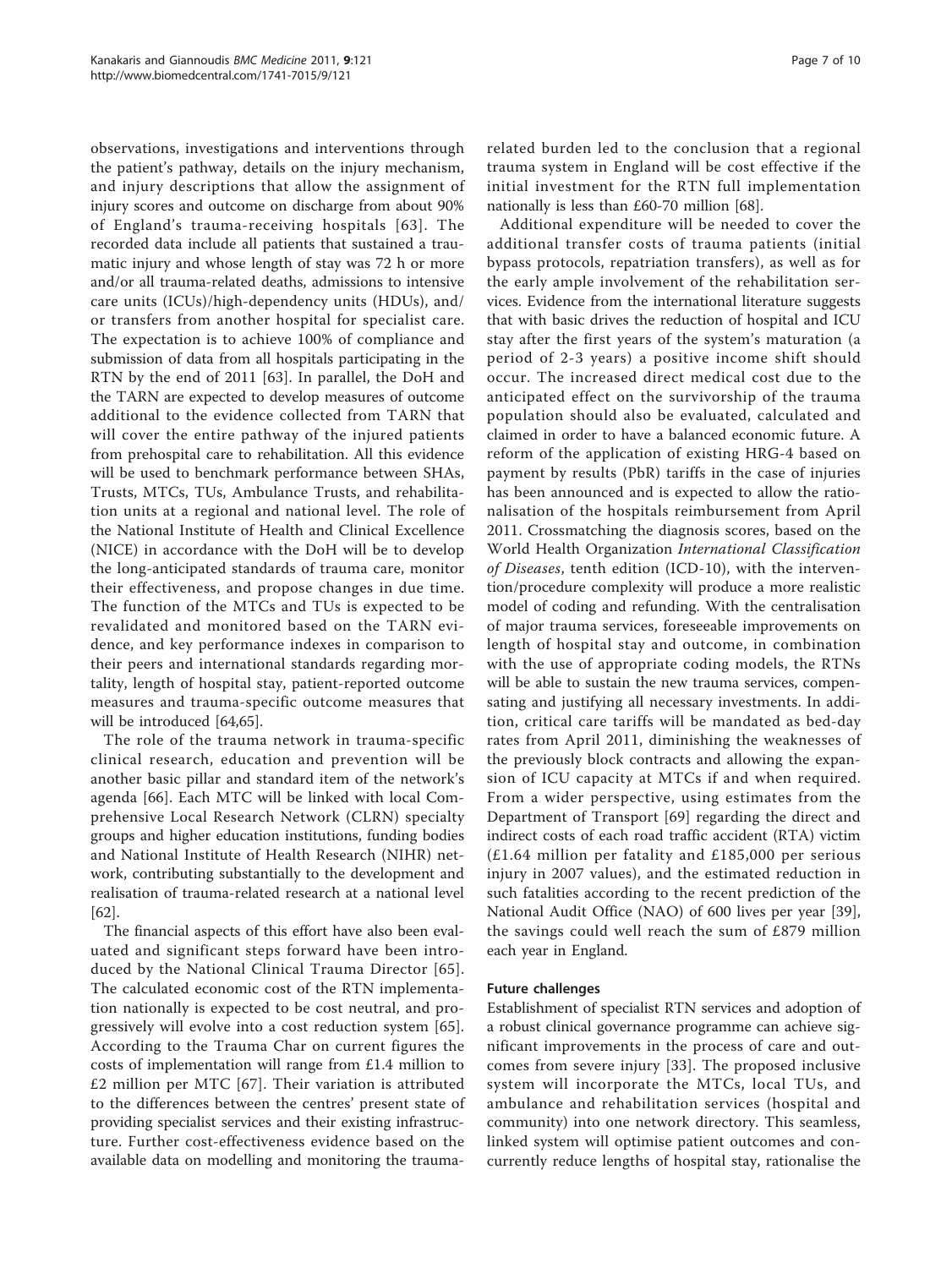observations, investigations and interventions through the patient's pathway, details on the injury mechanism, and injury descriptions that allow the assignment of injury scores and outcome on discharge from about 90% of England's trauma-receiving hospitals [63]. The recorded data include all patients that sustained a traumatic injury and whose length of stay was 72 h or more and/or all trauma-related deaths, admissions to intensive care units (ICUs)/high-dependency units (HDUs), and/or transfers from another hospital for specialist care. The expectation is to achieve 100% of compliance and submission of data from all hospitals participating in the RTN by the end of 2011 [63]. In parallel, the DoH and the TARN are expected to develop measures of outcome additional to the evidence collected from TARN that will cover the entire pathway of the injured patients from prehospital care to rehabilitation. All this evidence will be used to benchmark performance between SHAs, Trusts, MTCs, TUs, Ambulance Trusts, and rehabilitation units at a regional and national level. The role of the National Institute of Health and Clinical Excellence (NICE) in accordance with the DoH will be to develop the long-anticipated standards of trauma care, monitor their effectiveness, and propose changes in due time. The function of the MTCs and TUs is expected to be revalidated and monitored based on the TARN evidence, and key performance indexes in comparison to their peers and international standards regarding mortality, length of hospital stay, patient-reported outcome measures and trauma-specific outcome measures that will be introduced [64,65].

The role of the trauma network in trauma-specific clinical research, education and prevention will be another basic pillar and standard item of the network's agenda [66]. Each MTC will be linked with local Comprehensive Local Research Network (CLRN) specialty groups and higher education institutions, funding bodies and National Institute of Health Research (NIHR) network, contributing substantially to the development and realisation of trauma-related research at a national level [62].

The financial aspects of this effort have also been evaluated and significant steps forward have been introduced by the National Clinical Trauma Director [65]. The calculated economic cost of the RTN implementation nationally is expected to be cost neutral, and progressively will evolve into a cost reduction system [65]. According to the Trauma Char on current figures the costs of implementation will range from £1.4 million to £2 million per MTC [67]. Their variation is attributed to the differences between the centres' present state of providing specialist services and their existing infrastructure. Further cost-effectiveness evidence based on the available data on modelling and monitoring the trauma-related burden led to the conclusion that a regional trauma system in England will be cost effective if the initial investment for the RTN full implementation nationally is less than £60-70 million [68].

Additional expenditure will be needed to cover the additional transfer costs of trauma patients (initial bypass protocols, repatriation transfers), as well as for the early ample involvement of the rehabilitation services. Evidence from the international literature suggests that with basic drives the reduction of hospital and ICU stay after the first years of the system's maturation (a period of 2-3 years) a positive income shift should occur. The increased direct medical cost due to the anticipated effect on the survivorship of the trauma population should also be evaluated, calculated and claimed in order to have a balanced economic future. A reform of the application of existing HRG-4 based on payment by results (PbR) tariffs in the case of injuries has been announced and is expected to allow the rationalisation of the hospitals reimbursement from April 2011. Crossmatching the diagnosis scores, based on the World Health Organization *International Classification of Diseases*, tenth edition (ICD-10), with the intervention/procedure complexity will produce a more realistic model of coding and refunding. With the centralisation of major trauma services, foreseeable improvements on length of hospital stay and outcome, in combination with the use of appropriate coding models, the RTNs will be able to sustain the new trauma services, compensating and justifying all necessary investments. In addition, critical care tariffs will be mandated as bed-day rates from April 2011, diminishing the weaknesses of the previously block contracts and allowing the expansion of ICU capacity at MTCs if and when required. From a wider perspective, using estimates from the Department of Transport [69] regarding the direct and indirect costs of each road traffic accident (RTA) victim (£1.64 million per fatality and £185,000 per serious injury in 2007 values), and the estimated reduction in such fatalities according to the recent prediction of the National Audit Office (NAO) of 600 lives per year [39], the savings could well reach the sum of £879 million each year in England.

### Future challenges

Establishment of specialist RTN services and adoption of a robust clinical governance programme can achieve significant improvements in the process of care and outcomes from severe injury [33]. The proposed inclusive system will incorporate the MTCs, local TUs, and ambulance and rehabilitation services (hospital and community) into one network directory. This seamless, linked system will optimise patient outcomes and concurrently reduce lengths of hospital stay, rationalise the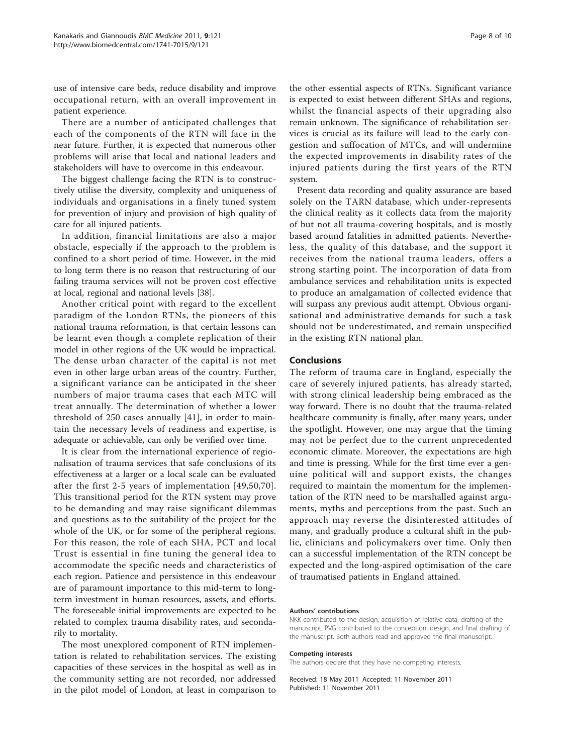use of intensive care beds, reduce disability and improve occupational return, with an overall improvement in patient experience.

There are a number of anticipated challenges that each of the components of the RTN will face in the near future. Further, it is expected that numerous other problems will arise that local and national leaders and stakeholders will have to overcome in this endeavour.

The biggest challenge facing the RTN is to constructively utilise the diversity, complexity and uniqueness of individuals and organisations in a finely tuned system for prevention of injury and provision of high quality of care for all injured patients.

In addition, financial limitations are also a major obstacle, especially if the approach to the problem is confined to a short period of time. However, in the mid to long term there is no reason that restructuring of our failing trauma services will not be proven cost effective at local, regional and national levels [38].

Another critical point with regard to the excellent paradigm of the London RTNs, the pioneers of this national trauma reformation, is that certain lessons can be learnt even though a complete replication of their model in other regions of the UK would be impractical. The dense urban character of the capital is not met even in other large urban areas of the country. Further, a significant variance can be anticipated in the sheer numbers of major trauma cases that each MTC will treat annually. The determination of whether a lower threshold of 250 cases annually [41], in order to maintain the necessary levels of readiness and expertise, is adequate or achievable, can only be verified over time.

It is clear from the international experience of regionalisation of trauma services that safe conclusions of its effectiveness at a larger or a local scale can be evaluated after the first 2-5 years of implementation [49,50,70]. This transitional period for the RTN system may prove to be demanding and may raise significant dilemmas and questions as to the suitability of the project for the whole of the UK, or for some of the peripheral regions. For this reason, the role of each SHA, PCT and local Trust is essential in fine tuning the general idea to accommodate the specific needs and characteristics of each region. Patience and persistence in this endeavour are of paramount importance to this mid-term to long-term investment in human resources, assets, and efforts. The foreseeable initial improvements are expected to be related to complex trauma disability rates, and secondarily to mortality.

The most unexplored component of RTN implementation is related to rehabilitation services. The existing capacities of these services in the hospital as well as in the community setting are not recorded, nor addressed in the pilot model of London, at least in comparison to the other essential aspects of RTNs. Significant variance is expected to exist between different SHAs and regions, whilst the financial aspects of their upgrading also remain unknown. The significance of rehabilitation services is crucial as its failure will lead to the early congestion and suffocation of MTCs, and will undermine the expected improvements in disability rates of the injured patients during the first years of the RTN system.

Present data recording and quality assurance are based solely on the TARN database, which under-represents the clinical reality as it collects data from the majority of but not all trauma-covering hospitals, and is mostly based around fatalities in admitted patients. Nevertheless, the quality of this database, and the support it receives from the national trauma leaders, offers a strong starting point. The incorporation of data from ambulance services and rehabilitation units is expected to produce an amalgamation of collected evidence that will surpass any previous audit attempt. Obvious organisational and administrative demands for such a task should not be underestimated, and remain unspecified in the existing RTN national plan.

## Conclusions

The reform of trauma care in England, especially the care of severely injured patients, has already started, with strong clinical leadership being embraced as the way forward. There is no doubt that the trauma-related healthcare community is finally, after many years, under the spotlight. However, one may argue that the timing may not be perfect due to the current unprecedented economic climate. Moreover, the expectations are high and time is pressing. While for the first time ever a genuine political will and support exists, the changes required to maintain the momentum for the implementation of the RTN need to be marshalled against arguments, myths and perceptions from the past. Such an approach may reverse the disinterested attitudes of many, and gradually produce a cultural shift in the public, clinicians and policymakers over time. Only then can a successful implementation of the RTN concept be expected and the long-aspired optimisation of the care of traumatised patients in England attained.

#### Authors' contributions

NKK contributed to the design, acquisition of relative data, drafting of the manuscript. PVG contributed to the conception, design, and final drafting of the manuscript. Both authors read and approved the final manuscript.

#### Competing interests

The authors declare that they have no competing interests.

Received: 18 May 2011 Accepted: 11 November 2011
Published: 11 November 2011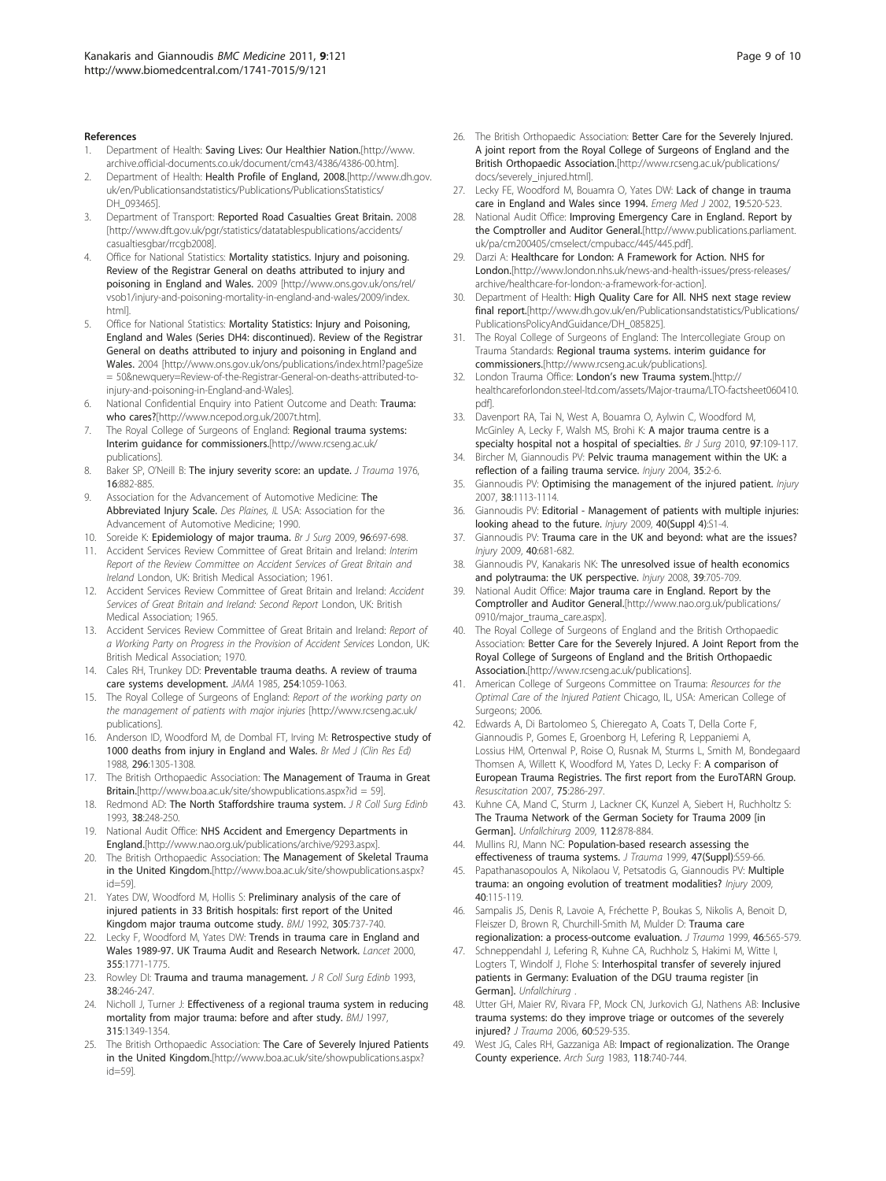## References

1. Department of Health: **Saving Lives: Our Healthier Nation.**[http://www.archive.official-documents.co.uk/document/cm43/4386/4386-00.htm].
2. Department of Health: **Health Profile of England, 2008.**[http://www.dh.gov.uk/en/Publicationsandstatistics/Publications/PublicationsStatistics/DH_093465].
3. Department of Transport: **Reported Road Casualties Great Britain.** 2008 [http://www.dft.gov.uk/pgr/statistics/datatablespublications/accidents/casualtiesgbar/rrcgb2008].
4. Office for National Statistics: **Mortality statistics. Injury and poisoning. Review of the Registrar General on deaths attributed to injury and poisoning in England and Wales.** 2009 [http://www.ons.gov.uk/ons/rel/vsob1/injury-and-poisoning-mortality-in-england-and-wales/2009/index.html].
5. Office for National Statistics: **Mortality Statistics: Injury and Poisoning, England and Wales (Series DH4: discontinued). Review of the Registrar General on deaths attributed to injury and poisoning in England and Wales.** 2004 [http://www.ons.gov.uk/ons/publications/index.html?pageSize=50&newquery=Review-of-the-Registrar-General-on-deaths-attributed-to-injury-and-poisoning-in-England-and-Wales].
6. National Confidential Enquiry into Patient Outcome and Death: **Trauma: who cares?**[http://www.ncepod.org.uk/2007t.htm].
7. The Royal College of Surgeons of England: **Regional trauma systems: Interim guidance for commissioners.**[http://www.rcseng.ac.uk/publications].
8. Baker SP, O'Neill B: **The injury severity score: an update.** *J Trauma* 1976, **16**:882-885.
9. Association for the Advancement of Automotive Medicine: **The Abbreviated Injury Scale.** *Des Plaines, IL* USA: Association for the Advancement of Automotive Medicine; 1990.
10. Soreide K: **Epidemiology of major trauma.** *Br J Surg* 2009, **96**:697-698.
11. Accident Services Review Committee of Great Britain and Ireland: *Interim Report of the Review Committee on Accident Services of Great Britain and Ireland* London, UK: British Medical Association; 1961.
12. Accident Services Review Committee of Great Britain and Ireland: *Accident Services of Great Britain and Ireland: Second Report* London, UK: British Medical Association; 1965.
13. Accident Services Review Committee of Great Britain and Ireland: *Report of a Working Party on Progress in the Provision of Accident Services* London, UK: British Medical Association; 1970.
14. Cales RH, Trunkey DD: **Preventable trauma deaths. A review of trauma care systems development.** *JAMA* 1985, **254**:1059-1063.
15. The Royal College of Surgeons of England: *Report of the working party on the management of patients with major injuries* [http://www.rcseng.ac.uk/publications].
16. Anderson ID, Woodford M, de Dombal FT, Irving M: **Retrospective study of 1000 deaths from injury in England and Wales.** *Br Med J (Clin Res Ed)* 1988, **296**:1305-1308.
17. The British Orthopaedic Association: **The Management of Trauma in Great Britain.**[http://www.boa.ac.uk/site/showpublications.aspx?id = 59].
18. Redmond AD: **The North Staffordshire trauma system.** *J R Coll Surg Edinb* 1993, **38**:248-250.
19. National Audit Office: **NHS Accident and Emergency Departments in England.**[http://www.nao.org.uk/publications/archive/9293.aspx].
20. The British Orthopaedic Association: **The Management of Skeletal Trauma in the United Kingdom.**[http://www.boa.ac.uk/site/showpublications.aspx?id=59].
21. Yates DW, Woodford M, Hollis S: **Preliminary analysis of the care of injured patients in 33 British hospitals: first report of the United Kingdom major trauma outcome study.** *BMJ* 1992, **305**:737-740.
22. Lecky F, Woodford M, Yates DW: **Trends in trauma care in England and Wales 1989-97. UK Trauma Audit and Research Network.** *Lancet* 2000, **355**:1771-1775.
23. Rowley DI: **Trauma and trauma management.** *J R Coll Surg Edinb* 1993, **38**:246-247.
24. Nicholl J, Turner J: **Effectiveness of a regional trauma system in reducing mortality from major trauma: before and after study.** *BMJ* 1997, **315**:1349-1354.
25. The British Orthopaedic Association: **The Care of Severely Injured Patients in the United Kingdom.**[http://www.boa.ac.uk/site/showpublications.aspx?id=59].
26. The British Orthopaedic Association: **Better Care for the Severely Injured. A joint report from the Royal College of Surgeons of England and the British Orthopaedic Association.**[http://www.rcseng.ac.uk/publications/docs/severely_injured.html].
27. Lecky FE, Woodford M, Bouamra O, Yates DW: **Lack of change in trauma care in England and Wales since 1994.** *Emerg Med J* 2002, **19**:520-523.
28. National Audit Office: **Improving Emergency Care in England. Report by the Comptroller and Auditor General.**[http://www.publications.parliament.uk/pa/cm200405/cmselect/cmpubacc/445/445.pdf].
29. Darzi A: **Healthcare for London: A Framework for Action. NHS for London.**[http://www.london.nhs.uk/news-and-health-issues/press-releases/archive/healthcare-for-london:-a-framework-for-action].
30. Department of Health: **High Quality Care for All. NHS next stage review final report.**[http://www.dh.gov.uk/en/Publicationsandstatistics/Publications/PublicationsPolicyAndGuidance/DH_085825].
31. The Royal College of Surgeons of England: The Intercollegiate Group on Trauma Standards: **Regional trauma systems. interim guidance for commissioners.**[http://www.rcseng.ac.uk/publications].
32. London Trauma Office: **London's new Trauma system.**[http://healthcareforlondon.steel-ltd.com/assets/Major-trauma/LTO-factsheet060410.pdf].
33. Davenport RA, Tai N, West A, Bouamra O, Aylwin C, Woodford M, McGinley A, Lecky F, Walsh MS, Brohi K: **A major trauma centre is a specialty hospital not a hospital of specialties.** *Br J Surg* 2010, **97**:109-117.
34. Bircher M, Giannoudis PV: **Pelvic trauma management within the UK: a reflection of a failing trauma service.** *Injury* 2004, **35**:2-6.
35. Giannoudis PV: **Optimising the management of the injured patient.** *Injury* 2007, **38**:1113-1114.
36. Giannoudis PV: **Editorial - Management of patients with multiple injuries: looking ahead to the future.** *Injury* 2009, **40(Suppl 4)**:S1-4.
37. Giannoudis PV: **Trauma care in the UK and beyond: what are the issues?** *Injury* 2009, **40**:681-682.
38. Giannoudis PV, Kanakaris NK: **The unresolved issue of health economics and polytrauma: the UK perspective.** *Injury* 2008, **39**:705-709.
39. National Audit Office: **Major trauma care in England. Report by the Comptroller and Auditor General.**[http://www.nao.org.uk/publications/0910/major_trauma_care.aspx].
40. The Royal College of Surgeons of England and the British Orthopaedic Association: **Better Care for the Severely Injured. A Joint Report from the Royal College of Surgeons of England and the British Orthopaedic Association.**[http://www.rcseng.ac.uk/publications].
41. American College of Surgeons Committee on Trauma: *Resources for the Optimal Care of the Injured Patient* Chicago, IL, USA: American College of Surgeons; 2006.
42. Edwards A, Di Bartolomeo S, Chieregato A, Coats T, Della Corte F, Giannoudis P, Gomes E, Groenborg H, Lefering R, Leppaniemi A, Lossius HM, Ortenwal P, Roise O, Rusnak M, Sturms L, Smith M, Bondegaard Thomsen A, Willett K, Woodford M, Yates D, Lecky F: **A comparison of European Trauma Registries. The first report from the EuroTARN Group.** *Resuscitation* 2007, **75**:286-297.
43. Kuhne CA, Mand C, Sturm J, Lackner CK, Kunzel A, Siebert H, Ruchholtz S: **The Trauma Network of the German Society for Trauma 2009 [in German].** *Unfallchirurg* 2009, **112**:878-884.
44. Mullins RJ, Mann NC: **Population-based research assessing the effectiveness of trauma systems.** *J Trauma* 1999, **47(Suppl)**:S59-66.
45. Papathanasopoulos A, Nikolaou V, Petsatodis G, Giannoudis PV: **Multiple trauma: an ongoing evolution of treatment modalities?** *Injury* 2009, **40**:115-119.
46. Sampalis JS, Denis R, Lavoie A, Fréchette P, Boukas S, Nikolis A, Benoit D, Fleiszer D, Brown R, Churchill-Smith M, Mulder D: **Trauma care regionalization: a process-outcome evaluation.** *J Trauma* 1999, **46**:565-579.
47. Schneppendahl J, Lefering R, Kuhne CA, Ruchholz S, Hakimi M, Witte I, Logters T, Windolf J, Flohe S: **Interhospital transfer of severely injured patients in Germany: Evaluation of the DGU trauma register [in German].** *Unfallchirurg* .
48. Utter GH, Maier RV, Rivara FP, Mock CN, Jurkovich GJ, Nathens AB: **Inclusive trauma systems: do they improve triage or outcomes of the severely injured?** *J Trauma* 2006, **60**:529-535.
49. West JG, Cales RH, Gazzaniga AB: **Impact of regionalization. The Orange County experience.** *Arch Surg* 1983, **118**:740-744.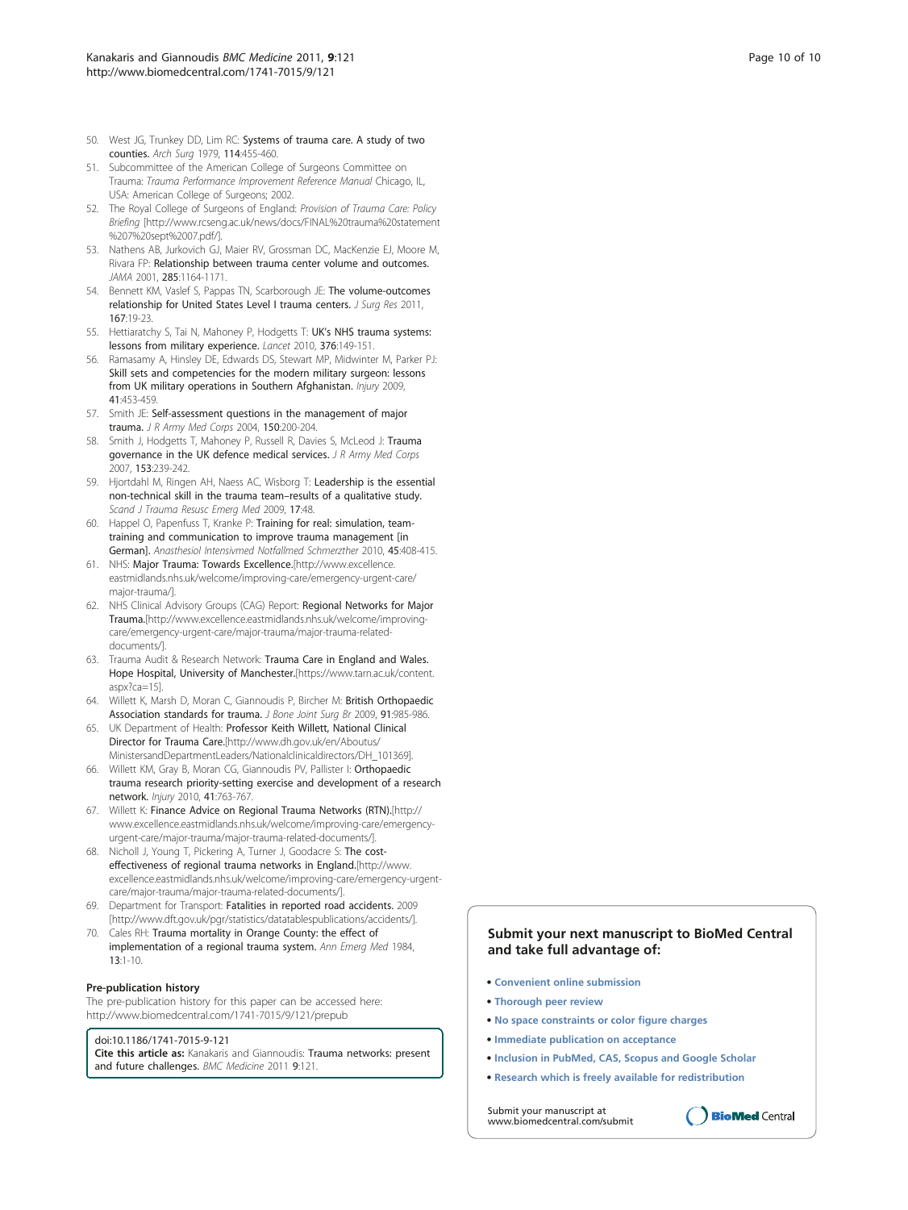50. West JG, Trunkey DD, Lim RC: **Systems of trauma care. A study of two counties.** *Arch Surg* 1979, **114**:455-460.
51. Subcommittee of the American College of Surgeons Committee on Trauma: *Trauma Performance Improvement Reference Manual* Chicago, IL, USA: American College of Surgeons; 2002.
52. The Royal College of Surgeons of England: *Provision of Trauma Care: Policy Briefing* [http://www.rcseng.ac.uk/news/docs/FINAL%20trauma%20statement%207%20sept%2007.pdf/].
53. Nathens AB, Jurkovich GJ, Maier RV, Grossman DC, MacKenzie EJ, Moore M, Rivara FP: **Relationship between trauma center volume and outcomes.** *JAMA* 2001, **285**:1164-1171.
54. Bennett KM, Vaslef S, Pappas TN, Scarborough JE: **The volume-outcomes relationship for United States Level I trauma centers.** *J Surg Res* 2011, **167**:19-23.
55. Hettiaratchy S, Tai N, Mahoney P, Hodgetts T: **UK's NHS trauma systems: lessons from military experience.** *Lancet* 2010, **376**:149-151.
56. Ramasamy A, Hinsley DE, Edwards DS, Stewart MP, Midwinter M, Parker PJ: **Skill sets and competencies for the modern military surgeon: lessons from UK military operations in Southern Afghanistan.** *Injury* 2009, **41**:453-459.
57. Smith JE: **Self-assessment questions in the management of major trauma.** *J R Army Med Corps* 2004, **150**:200-204.
58. Smith J, Hodgetts T, Mahoney P, Russell R, Davies S, McLeod J: **Trauma governance in the UK defence medical services.** *J R Army Med Corps* 2007, **153**:239-242.
59. Hjortdahl M, Ringen AH, Naess AC, Wisborg T: **Leadership is the essential non-technical skill in the trauma team–results of a qualitative study.** *Scand J Trauma Resusc Emerg Med* 2009, **17**:48.
60. Happel O, Papenfuss T, Kranke P: **Training for real: simulation, team-training and communication to improve trauma management [in German].** *Anasthesiol Intensivmed Notfallmed Schmerzther* 2010, **45**:408-415.
61. NHS: **Major Trauma: Towards Excellence.**[http://www.excellence.eastmidlands.nhs.uk/welcome/improving-care/emergency-urgent-care/major-trauma/].
62. NHS Clinical Advisory Groups (CAG) Report: **Regional Networks for Major Trauma.**[http://www.excellence.eastmidlands.nhs.uk/welcome/improving-care/emergency-urgent-care/major-trauma/major-trauma-related-documents/].
63. Trauma Audit & Research Network: **Trauma Care in England and Wales. Hope Hospital, University of Manchester.**[https://www.tarn.ac.uk/content.aspx?ca=15].
64. Willett K, Marsh D, Moran C, Giannoudis P, Bircher M: **British Orthopaedic Association standards for trauma.** *J Bone Joint Surg Br* 2009, **91**:985-986.
65. UK Department of Health: **Professor Keith Willett, National Clinical Director for Trauma Care.**[http://www.dh.gov.uk/en/Aboutus/MinistersandDepartmentLeaders/Nationalclinicaldirectors/DH_101369].
66. Willett KM, Gray B, Moran CG, Giannoudis PV, Pallister I: **Orthopaedic trauma research priority-setting exercise and development of a research network.** *Injury* 2010, **41**:763-767.
67. Willett K: **Finance Advice on Regional Trauma Networks (RTN).**[http://www.excellence.eastmidlands.nhs.uk/welcome/improving-care/emergency-urgent-care/major-trauma/major-trauma-related-documents/].
68. Nicholl J, Young T, Pickering A, Turner J, Goodacre S: **The cost-effectiveness of regional trauma networks in England.**[http://www.excellence.eastmidlands.nhs.uk/welcome/improving-care/emergency-urgent-care/major-trauma/major-trauma-related-documents/].
69. Department for Transport: **Fatalities in reported road accidents.** 2009 [http://www.dft.gov.uk/pgr/statistics/datatablespublications/accidents/].
70. Cales RH: **Trauma mortality in Orange County: the effect of implementation of a regional trauma system.** *Ann Emerg Med* 1984, **13**:1-10.

#### Pre-publication history

The pre-publication history for this paper can be accessed here: http://www.biomedcentral.com/1741-7015/9/121/prepub

doi:10.1186/1741-7015-9-121
**Cite this article as:** Kanakaris and Giannoudis: **Trauma networks: present and future challenges.** *BMC Medicine* 2011 **9**:121.

**Submit your next manuscript to BioMed Central and take full advantage of:**

- **Convenient online submission**
- **Thorough peer review**
- **No space constraints or color figure charges**
- **Immediate publication on acceptance**
- **Inclusion in PubMed, CAS, Scopus and Google Scholar**
- **Research which is freely available for redistribution**

Submit your manuscript at
www.biomedcentral.com/submit

BioMed Central